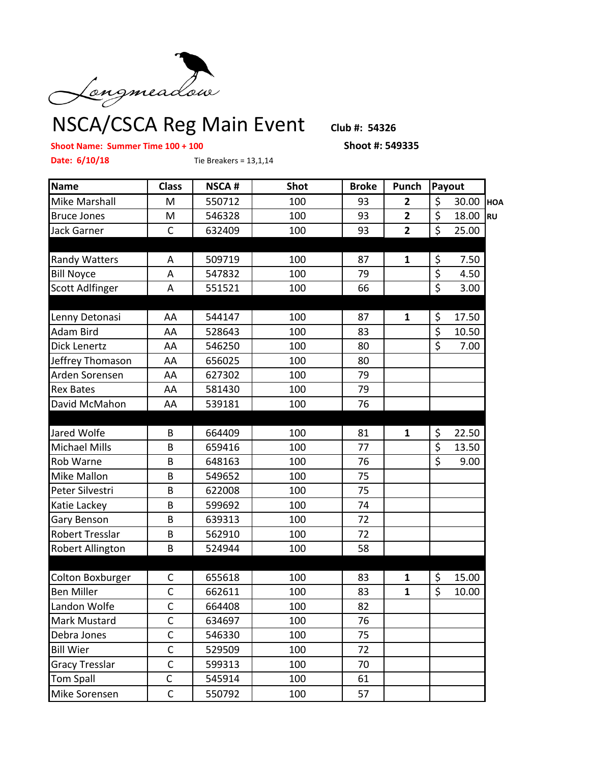Longmeadow

# NSCA/CSCA Reg Main Event

**Club #: 54326**

**Shoot Name: Summer Time 100 + 100**

**Shoot #: 549335**

**Date: 6/10/18**

Tie Breakers = 13,1,14

| Name | Class | NSCA # | Shot | Broke | Punch | Payout | |
|---|---|---|---|---|---|---|---|
| Mike Marshall | M | 550712 | 100 | 93 | 2 | $ 30.00 | HOA |
| Bruce Jones | M | 546328 | 100 | 93 | 2 | $ 18.00 | RU |
| Jack Garner | C | 632409 | 100 | 93 | 2 | $ 25.00 | |
| | | | | | | | |
| Randy Watters | A | 509719 | 100 | 87 | 1 | $ 7.50 | |
| Bill Noyce | A | 547832 | 100 | 79 | | $ 4.50 | |
| Scott Adlfinger | A | 551521 | 100 | 66 | | $ 3.00 | |
| | | | | | | | |
| Lenny Detonasi | AA | 544147 | 100 | 87 | 1 | $ 17.50 | |
| Adam Bird | AA | 528643 | 100 | 83 | | $ 10.50 | |
| Dick Lenertz | AA | 546250 | 100 | 80 | | $ 7.00 | |
| Jeffrey Thomason | AA | 656025 | 100 | 80 | | | |
| Arden Sorensen | AA | 627302 | 100 | 79 | | | |
| Rex Bates | AA | 581430 | 100 | 79 | | | |
| David McMahon | AA | 539181 | 100 | 76 | | | |
| | | | | | | | |
| Jared Wolfe | B | 664409 | 100 | 81 | 1 | $ 22.50 | |
| Michael Mills | B | 659416 | 100 | 77 | | $ 13.50 | |
| Rob Warne | B | 648163 | 100 | 76 | | $ 9.00 | |
| Mike Mallon | B | 549652 | 100 | 75 | | | |
| Peter Silvestri | B | 622008 | 100 | 75 | | | |
| Katie Lackey | B | 599692 | 100 | 74 | | | |
| Gary Benson | B | 639313 | 100 | 72 | | | |
| Robert Tresslar | B | 562910 | 100 | 72 | | | |
| Robert Allington | B | 524944 | 100 | 58 | | | |
| | | | | | | | |
| Colton Boxburger | C | 655618 | 100 | 83 | 1 | $ 15.00 | |
| Ben Miller | C | 662611 | 100 | 83 | 1 | $ 10.00 | |
| Landon Wolfe | C | 664408 | 100 | 82 | | | |
| Mark Mustard | C | 634697 | 100 | 76 | | | |
| Debra Jones | C | 546330 | 100 | 75 | | | |
| Bill Wier | C | 529509 | 100 | 72 | | | |
| Gracy Tresslar | C | 599313 | 100 | 70 | | | |
| Tom Spall | C | 545914 | 100 | 61 | | | |
| Mike Sorensen | C | 550792 | 100 | 57 | | | |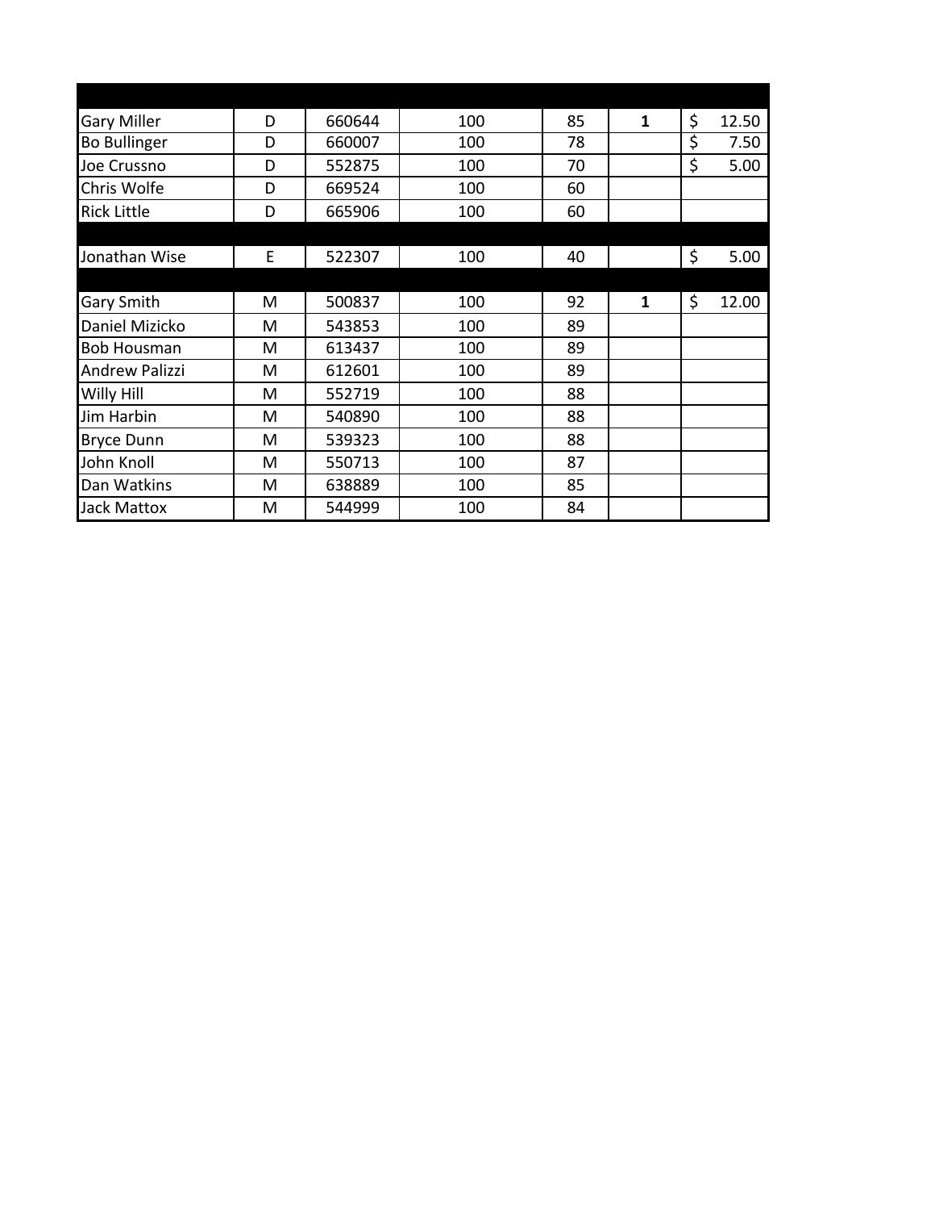| | | | | | | |
|---|---|---|---|---|---|---|
| Gary Miller | D | 660644 | 100 | 85 | **1** | $ 12.50 |
| Bo Bullinger | D | 660007 | 100 | 78 | | $ 7.50 |
| Joe Crussno | D | 552875 | 100 | 70 | | $ 5.00 |
| Chris Wolfe | D | 669524 | 100 | 60 | | |
| Rick Little | D | 665906 | 100 | 60 | | |
| | | | | | | |
| Jonathan Wise | E | 522307 | 100 | 40 | | $ 5.00 |
| | | | | | | |
| Gary Smith | M | 500837 | 100 | 92 | **1** | $ 12.00 |
| Daniel Mizicko | M | 543853 | 100 | 89 | | |
| Bob Housman | M | 613437 | 100 | 89 | | |
| Andrew Palizzi | M | 612601 | 100 | 89 | | |
| Willy Hill | M | 552719 | 100 | 88 | | |
| Jim Harbin | M | 540890 | 100 | 88 | | |
| Bryce Dunn | M | 539323 | 100 | 88 | | |
| John Knoll | M | 550713 | 100 | 87 | | |
| Dan Watkins | M | 638889 | 100 | 85 | | |
| Jack Mattox | M | 544999 | 100 | 84 | | |